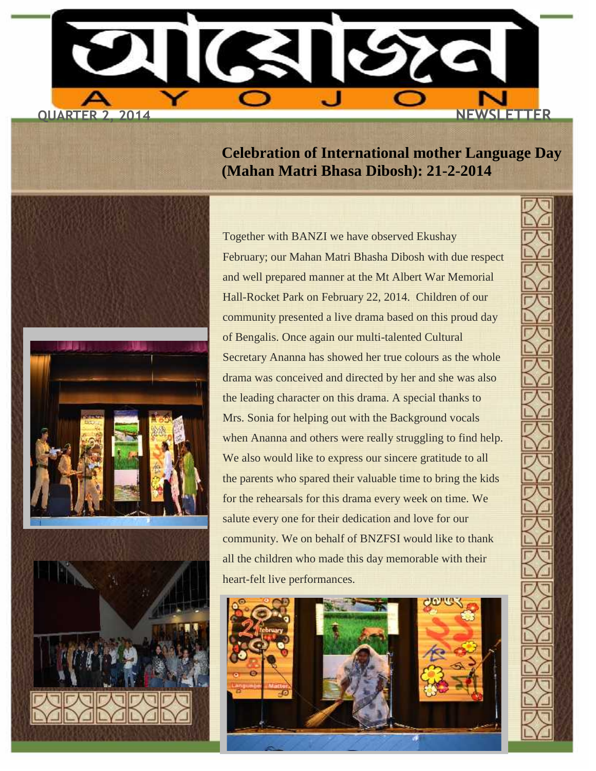# আয়োজন

# AYOJON

QUARTER 2, 2014 NEWSLETTER

## Celebration of International mother Language Day (Mahan Matri Bhasa Dibosh): 21-2-2014

Together with BANZI we have observed Ekushay February; our Mahan Matri Bhasha Dibosh with due respect and well prepared manner at the Mt Albert War Memorial Hall-Rocket Park on February 22, 2014. Children of our community presented a live drama based on this proud day of Bengalis. Once again our multi-talented Cultural Secretary Ananna has showed her true colours as the whole drama was conceived and directed by her and she was also the leading character on this drama. A special thanks to Mrs. Sonia for helping out with the Background vocals when Ananna and others were really struggling to find help. We also would like to express our sincere gratitude to all the parents who spared their valuable time to bring the kids for the rehearsals for this drama every week on time. We salute every one for their dedication and love for our community. We on behalf of BNZFSI would like to thank all the children who made this day memorable with their heart-felt live performances.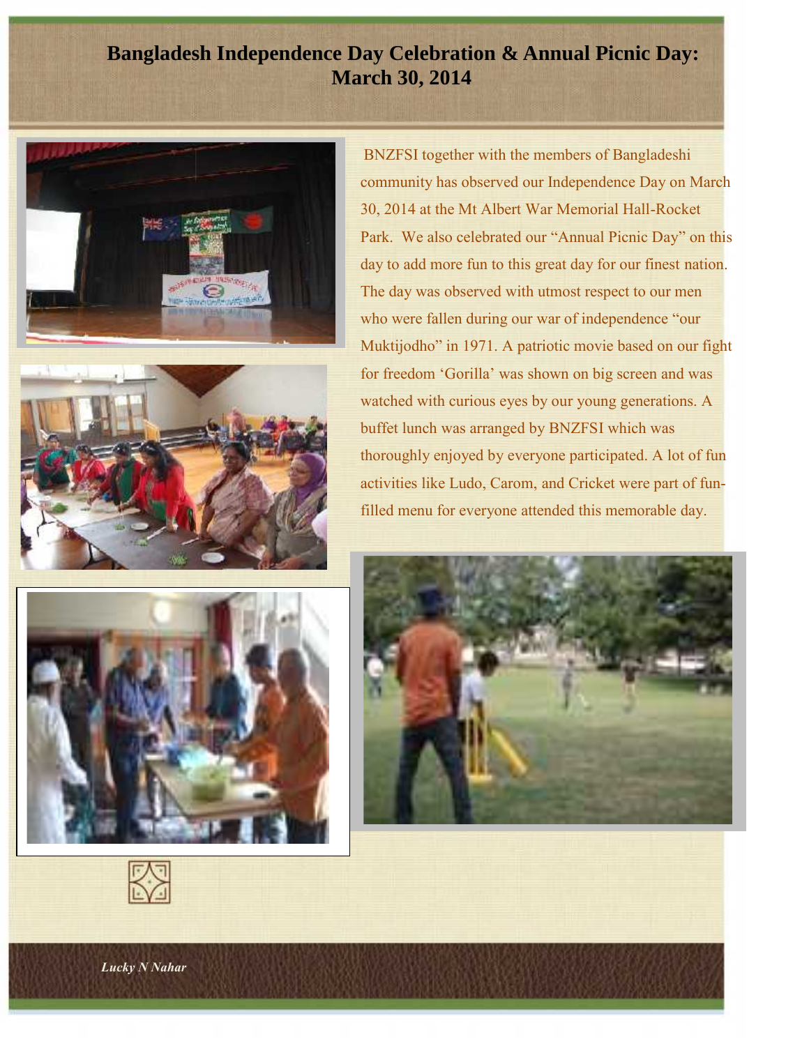# Bangladesh Independence Day Celebration & Annual Picnic Day: March 30, 2014

BNZFSI together with the members of Bangladeshi community has observed our Independence Day on March 30, 2014 at the Mt Albert War Memorial Hall-Rocket Park. We also celebrated our "Annual Picnic Day" on this day to add more fun to this great day for our finest nation. The day was observed with utmost respect to our men who were fallen during our war of independence "our Muktijodho" in 1971. A patriotic movie based on our fight for freedom 'Gorilla' was shown on big screen and was watched with curious eyes by our young generations. A buffet lunch was arranged by BNZFSI which was thoroughly enjoyed by everyone participated. A lot of fun activities like Ludo, Carom, and Cricket were part of fun-filled menu for everyone attended this memorable day.

*Lucky N Nahar*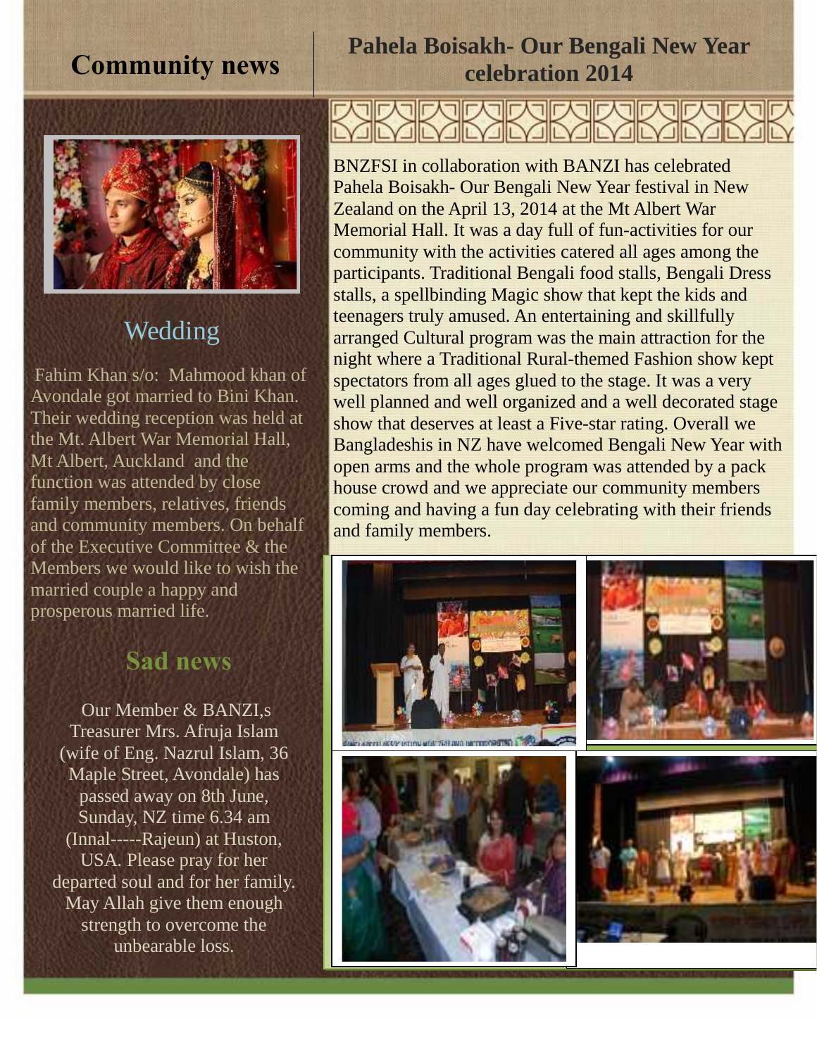# Community news

## Wedding

Fahim Khan s/o: Mahmood khan of Avondale got married to Bini Khan. Their wedding reception was held at the Mt. Albert War Memorial Hall, Mt Albert, Auckland and the function was attended by close family members, relatives, friends and community members. On behalf of the Executive Committee & the Members we would like to wish the married couple a happy and prosperous married life.

## Sad news

Our Member & BANZI,s Treasurer Mrs. Afruja Islam (wife of Eng. Nazrul Islam, 36 Maple Street, Avondale) has passed away on 8th June, Sunday, NZ time 6.34 am (Innal-----Rajeun) at Huston, USA. Please pray for her departed soul and for her family. May Allah give them enough strength to overcome the unbearable loss.

# Pahela Boisakh- Our Bengali New Year celebration 2014

BNZFSI in collaboration with BANZI has celebrated Pahela Boisakh- Our Bengali New Year festival in New Zealand on the April 13, 2014 at the Mt Albert War Memorial Hall. It was a day full of fun-activities for our community with the activities catered all ages among the participants. Traditional Bengali food stalls, Bengali Dress stalls, a spellbinding Magic show that kept the kids and teenagers truly amused. An entertaining and skillfully arranged Cultural program was the main attraction for the night where a Traditional Rural-themed Fashion show kept spectators from all ages glued to the stage. It was a very well planned and well organized and a well decorated stage show that deserves at least a Five-star rating. Overall we Bangladeshis in NZ have welcomed Bengali New Year with open arms and the whole program was attended by a pack house crowd and we appreciate our community members coming and having a fun day celebrating with their friends and family members.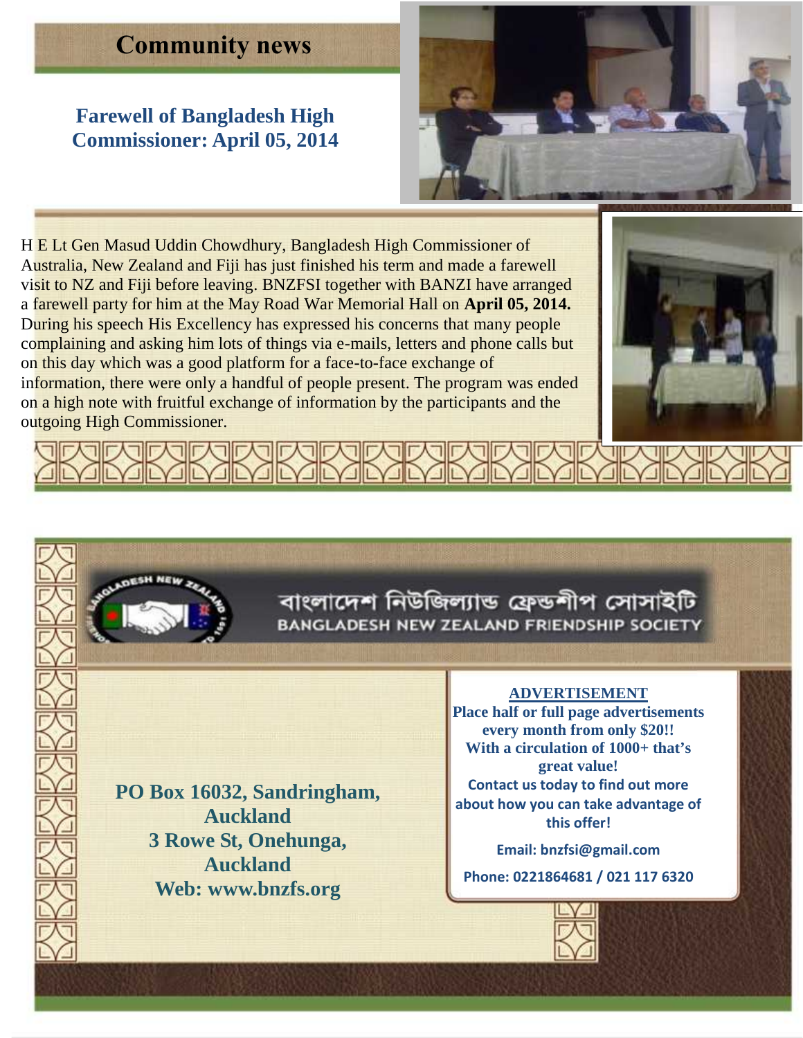## Community news

### Farewell of Bangladesh High Commissioner: April 05, 2014

H E Lt Gen Masud Uddin Chowdhury, Bangladesh High Commissioner of Australia, New Zealand and Fiji has just finished his term and made a farewell visit to NZ and Fiji before leaving. BNZFSI together with BANZI have arranged a farewell party for him at the May Road War Memorial Hall on **April 05, 2014.** During his speech His Excellency has expressed his concerns that many people complaining and asking him lots of things via e-mails, letters and phone calls but on this day which was a good platform for a face-to-face exchange of information, there were only a handful of people present. The program was ended on a high note with fruitful exchange of information by the participants and the outgoing High Commissioner.

বাংলাদেশ নিউজিল্যান্ড ফ্রেন্ডশীপ সোসাইটি

BANGLADESH NEW ZEALAND FRIENDSHIP SOCIETY

**PO Box 16032, Sandringham, Auckland**
**3 Rowe St, Onehunga, Auckland**
**Web: www.bnzfs.org**

**ADVERTISEMENT**

**Place half or full page advertisements every month from only $20!!**
**With a circulation of 1000+ that's great value!**
**Contact us today to find out more about how you can take advantage of this offer!**

**Email: bnzfsi@gmail.com**

**Phone: 0221864681 / 021 117 6320**